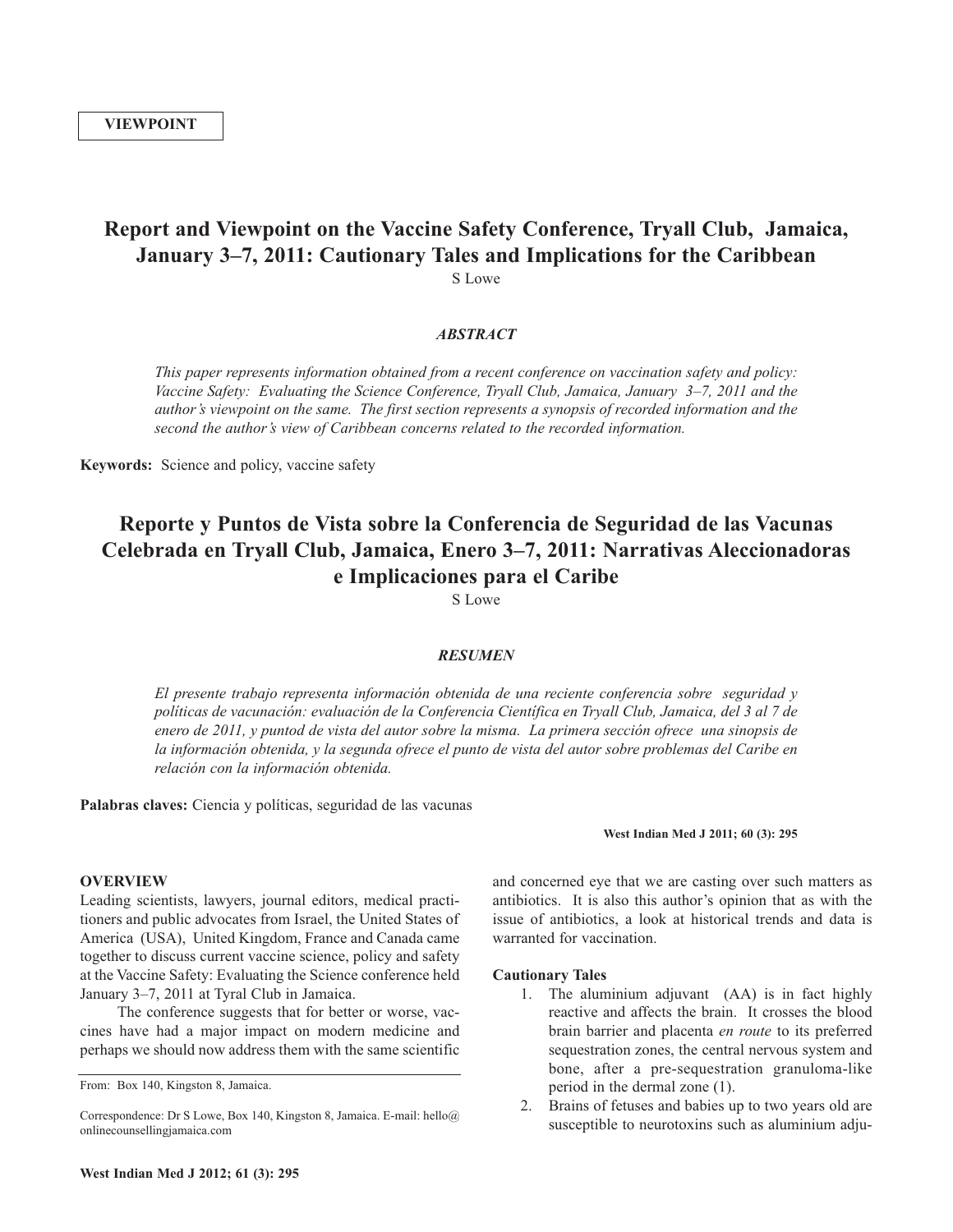VIEWPOINT

# Report and Viewpoint on the Vaccine Safety Conference, Tryall Club, Jamaica, January 3–7, 2011: Cautionary Tales and Implications for the Caribbean

S Lowe

### *ABSTRACT*

*This paper represents information obtained from a recent conference on vaccination safety and policy: Vaccine Safety: Evaluating the Science Conference, Tryall Club, Jamaica, January 3–7, 2011 and the author's viewpoint on the same. The first section represents a synopsis of recorded information and the second the author's view of Caribbean concerns related to the recorded information.*

**Keywords:** Science and policy, vaccine safety

# Reporte y Puntos de Vista sobre la Conferencia de Seguridad de las Vacunas Celebrada en Tryall Club, Jamaica, Enero 3–7, 2011: Narrativas Aleccionadoras e Implicaciones para el Caribe

S Lowe

### *RESUMEN*

*El presente trabajo representa información obtenida de una reciente conferencia sobre seguridad y políticas de vacunación: evaluación de la Conferencia Científica en Tryall Club, Jamaica, del 3 al 7 de enero de 2011, y puntod de vista del autor sobre la misma. La primera sección ofrece una sinopsis de la información obtenida, y la segunda ofrece el punto de vista del autor sobre problemas del Caribe en relación con la información obtenida.*

**Palabras claves:** Ciencia y políticas, seguridad de las vacunas

West Indian Med J 2011; 60 (3): 295

## OVERVIEW

Leading scientists, lawyers, journal editors, medical practitioners and public advocates from Israel, the United States of America (USA), United Kingdom, France and Canada came together to discuss current vaccine science, policy and safety at the Vaccine Safety: Evaluating the Science conference held January 3–7, 2011 at Tyral Club in Jamaica.

The conference suggests that for better or worse, vaccines have had a major impact on modern medicine and perhaps we should now address them with the same scientific and concerned eye that we are casting over such matters as antibiotics. It is also this author's opinion that as with the issue of antibiotics, a look at historical trends and data is warranted for vaccination.

### Cautionary Tales

1. The aluminium adjuvant (AA) is in fact highly reactive and affects the brain. It crosses the blood brain barrier and placenta *en route* to its preferred sequestration zones, the central nervous system and bone, after a pre-sequestration granuloma-like period in the dermal zone (1).
2. Brains of fetuses and babies up to two years old are susceptible to neurotoxins such as aluminium adju-

From: Box 140, Kingston 8, Jamaica.

Correspondence: Dr S Lowe, Box 140, Kingston 8, Jamaica. E-mail: hello@onlinecounsellingjamaica.com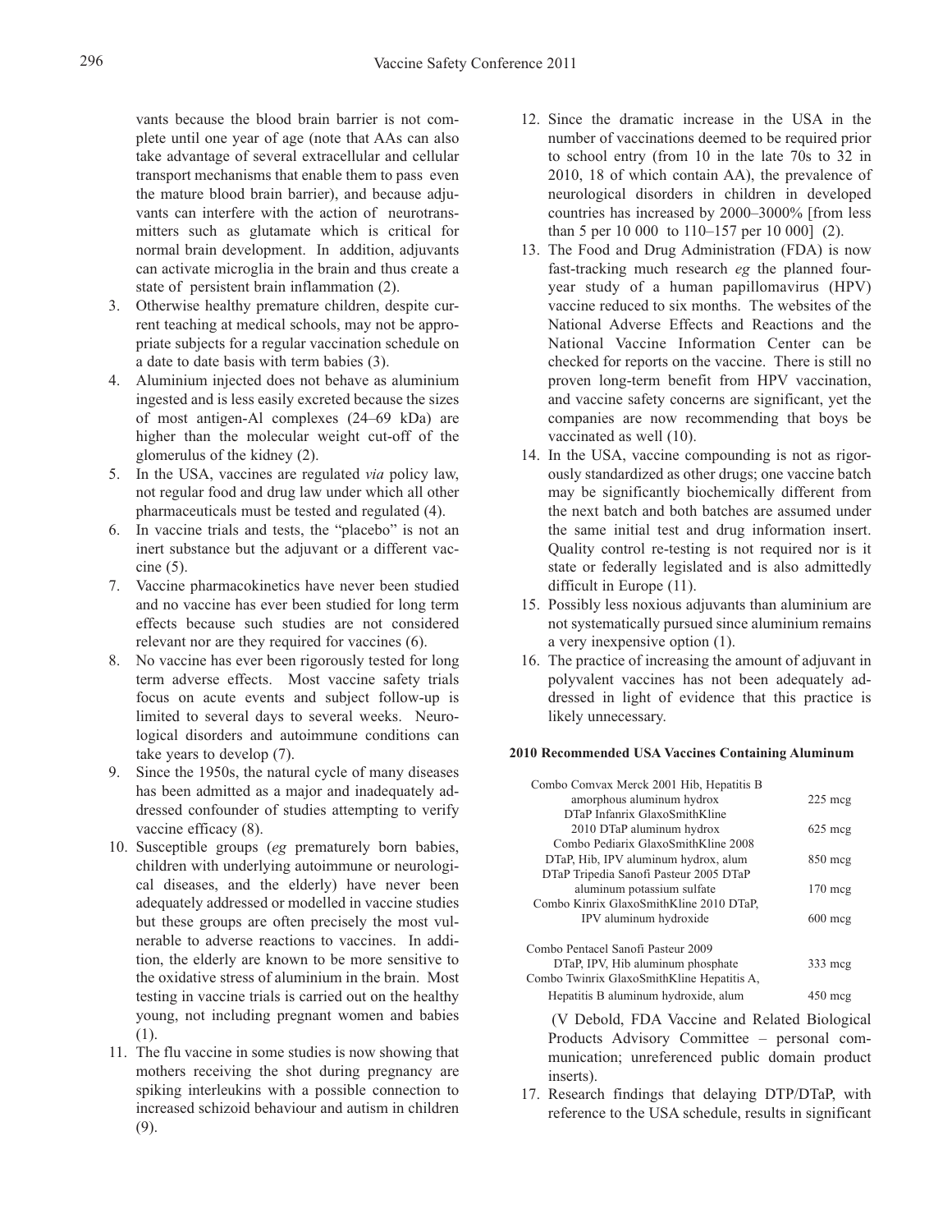vants because the blood brain barrier is not complete until one year of age (note that AAs can also take advantage of several extracellular and cellular transport mechanisms that enable them to pass even the mature blood brain barrier), and because adjuvants can interfere with the action of neurotransmitters such as glutamate which is critical for normal brain development. In addition, adjuvants can activate microglia in the brain and thus create a state of persistent brain inflammation (2).

3. Otherwise healthy premature children, despite current teaching at medical schools, may not be appropriate subjects for a regular vaccination schedule on a date to date basis with term babies (3).
4. Aluminium injected does not behave as aluminium ingested and is less easily excreted because the sizes of most antigen-Al complexes (24–69 kDa) are higher than the molecular weight cut-off of the glomerulus of the kidney (2).
5. In the USA, vaccines are regulated *via* policy law, not regular food and drug law under which all other pharmaceuticals must be tested and regulated (4).
6. In vaccine trials and tests, the "placebo" is not an inert substance but the adjuvant or a different vaccine (5).
7. Vaccine pharmacokinetics have never been studied and no vaccine has ever been studied for long term effects because such studies are not considered relevant nor are they required for vaccines (6).
8. No vaccine has ever been rigorously tested for long term adverse effects. Most vaccine safety trials focus on acute events and subject follow-up is limited to several days to several weeks. Neurological disorders and autoimmune conditions can take years to develop (7).
9. Since the 1950s, the natural cycle of many diseases has been admitted as a major and inadequately addressed confounder of studies attempting to verify vaccine efficacy (8).
10. Susceptible groups (*eg* prematurely born babies, children with underlying autoimmune or neurological diseases, and the elderly) have never been adequately addressed or modelled in vaccine studies but these groups are often precisely the most vulnerable to adverse reactions to vaccines. In addition, the elderly are known to be more sensitive to the oxidative stress of aluminium in the brain. Most testing in vaccine trials is carried out on the healthy young, not including pregnant women and babies (1).
11. The flu vaccine in some studies is now showing that mothers receiving the shot during pregnancy are spiking interleukins with a possible connection to increased schizoid behaviour and autism in children (9).
12. Since the dramatic increase in the USA in the number of vaccinations deemed to be required prior to school entry (from 10 in the late 70s to 32 in 2010, 18 of which contain AA), the prevalence of neurological disorders in children in developed countries has increased by 2000–3000% [from less than 5 per 10 000 to 110–157 per 10 000] (2).
13. The Food and Drug Administration (FDA) is now fast-tracking much research *eg* the planned four-year study of a human papillomavirus (HPV) vaccine reduced to six months. The websites of the National Adverse Effects and Reactions and the National Vaccine Information Center can be checked for reports on the vaccine. There is still no proven long-term benefit from HPV vaccination, and vaccine safety concerns are significant, yet the companies are now recommending that boys be vaccinated as well (10).
14. In the USA, vaccine compounding is not as rigorously standardized as other drugs; one vaccine batch may be significantly biochemically different from the next batch and both batches are assumed under the same initial test and drug information insert. Quality control re-testing is not required nor is it state or federally legislated and is also admittedly difficult in Europe (11).
15. Possibly less noxious adjuvants than aluminium are not systematically pursued since aluminium remains a very inexpensive option (1).
16. The practice of increasing the amount of adjuvant in polyvalent vaccines has not been adequately addressed in light of evidence that this practice is likely unnecessary.

**2010 Recommended USA Vaccines Containing Aluminum**

| Vaccine | Amount |
|---|---|
| Combo Comvax Merck 2001 Hib, Hepatitis B amorphous aluminum hydrox | 225 mcg |
| DTaP Infanrix GlaxoSmithKline 2010 DTaP aluminum hydrox | 625 mcg |
| Combo Pediarix GlaxoSmithKline 2008 DTaP, Hib, IPV aluminum hydrox, alum | 850 mcg |
| DTaP Tripedia Sanofi Pasteur 2005 DTaP aluminum potassium sulfate | 170 mcg |
| Combo Kinrix GlaxoSmithKline 2010 DTaP, IPV aluminum hydroxide | 600 mcg |
| Combo Pentacel Sanofi Pasteur 2009 DTaP, IPV, Hib aluminum phosphate | 333 mcg |
| Combo Twinrix GlaxoSmithKline Hepatitis A, Hepatitis B aluminum hydroxide, alum | 450 mcg |

(V Debold, FDA Vaccine and Related Biological Products Advisory Committee – personal communication; unreferenced public domain product inserts).

17. Research findings that delaying DTP/DTaP, with reference to the USA schedule, results in significant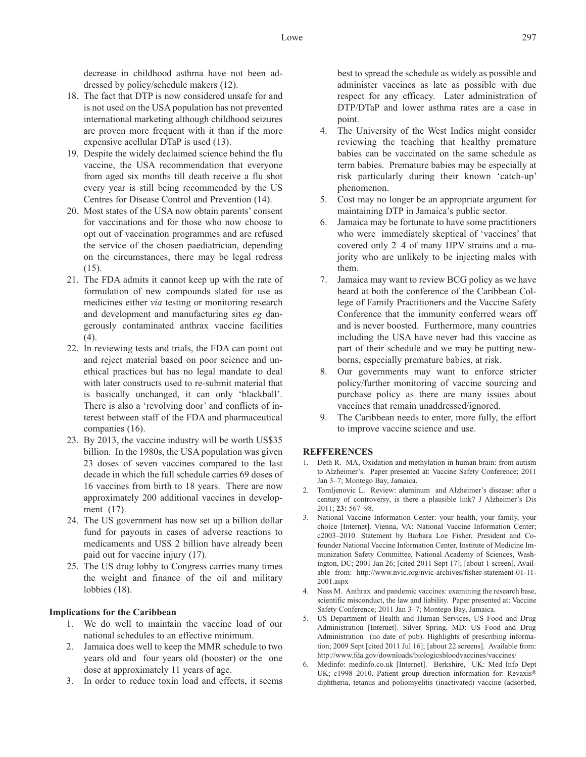decrease in childhood asthma have not been addressed by policy/schedule makers (12).

18. The fact that DTP is now considered unsafe for and is not used on the USA population has not prevented international marketing although childhood seizures are proven more frequent with it than if the more expensive acellular DTaP is used (13).
19. Despite the widely declaimed science behind the flu vaccine, the USA recommendation that everyone from aged six months till death receive a flu shot every year is still being recommended by the US Centres for Disease Control and Prevention (14).
20. Most states of the USA now obtain parents' consent for vaccinations and for those who now choose to opt out of vaccination programmes and are refused the service of the chosen paediatrician, depending on the circumstances, there may be legal redress (15).
21. The FDA admits it cannot keep up with the rate of formulation of new compounds slated for use as medicines either *via* testing or monitoring research and development and manufacturing sites *eg* dangerously contaminated anthrax vaccine facilities (4).
22. In reviewing tests and trials, the FDA can point out and reject material based on poor science and unethical practices but has no legal mandate to deal with later constructs used to re-submit material that is basically unchanged, it can only 'blackball'. There is also a 'revolving door' and conflicts of interest between staff of the FDA and pharmaceutical companies (16).
23. By 2013, the vaccine industry will be worth US$35 billion. In the 1980s, the USA population was given 23 doses of seven vaccines compared to the last decade in which the full schedule carries 69 doses of 16 vaccines from birth to 18 years. There are now approximately 200 additional vaccines in development (17).
24. The US government has now set up a billion dollar fund for payouts in cases of adverse reactions to medicaments and US$ 2 billion have already been paid out for vaccine injury (17).
25. The US drug lobby to Congress carries many times the weight and finance of the oil and military lobbies (18).

### Implications for the Caribbean

1. We do well to maintain the vaccine load of our national schedules to an effective minimum.
2. Jamaica does well to keep the MMR schedule to two years old and four years old (booster) or the one dose at approximately 11 years of age.
3. In order to reduce toxin load and effects, it seems best to spread the schedule as widely as possible and administer vaccines as late as possible with due respect for any efficacy. Later administration of DTP/DTaP and lower asthma rates are a case in point.
4. The University of the West Indies might consider reviewing the teaching that healthy premature babies can be vaccinated on the same schedule as term babies. Premature babies may be especially at risk particularly during their known 'catch-up' phenomenon.
5. Cost may no longer be an appropriate argument for maintaining DTP in Jamaica's public sector.
6. Jamaica may be fortunate to have some practitioners who were immediately skeptical of 'vaccines' that covered only 2–4 of many HPV strains and a majority who are unlikely to be injecting males with them.
7. Jamaica may want to review BCG policy as we have heard at both the conference of the Caribbean College of Family Practitioners and the Vaccine Safety Conference that the immunity conferred wears off and is never boosted. Furthermore, many countries including the USA have never had this vaccine as part of their schedule and we may be putting newborns, especially premature babies, at risk.
8. Our governments may want to enforce stricter policy/further monitoring of vaccine sourcing and purchase policy as there are many issues about vaccines that remain unaddressed/ignored.
9. The Caribbean needs to enter, more fully, the effort to improve vaccine science and use.

## REFFERENCES

1. Deth R. MA, Oxidation and methylation in human brain: from autism to Alzheimer's. Paper presented at: Vaccine Safety Conference; 2011 Jan 3–7; Montego Bay, Jamaica.
2. Tomljenovic L. Review: aluminum and Alzheimer's disease: after a century of controversy, is there a plausible link? J Alzheimer's Dis 2011; **23:** 567–98.
3. National Vaccine Information Center: your health, your family, your choice [Internet]. Vienna, VA: National Vaccine Information Center; c2003–2010. Statement by Barbara Loe Fisher, President and Cofounder National Vaccine Information Center, Institute of Medicine Immunization Safety Committee, National Academy of Sciences, Washington, DC; 2001 Jan 26; [cited 2011 Sept 17]; [about 1 screen]. Available from: http://www.nvic.org/nvic-archives/fisher-statement-01-11-2001.aspx
4. Nass M. Anthrax and pandemic vaccines: examining the research base, scientific misconduct, the law and liability. Paper presented at: Vaccine Safety Conference; 2011 Jan 3–7; Montego Bay, Jamaica.
5. US Department of Health and Human Services, US Food and Drug Administration [Internet]. Silver Spring, MD: US Food and Drug Administration (no date of pub). Highlights of prescribing information; 2009 Sept [cited 2011 Jul 16]; [about 22 screens]. Available from: http://www.fda.gov/downloads/biologicsbloodvaccines/vaccines/
6. Medinfo: medinfo.co.uk [Internet]. Berkshire, UK: Med Info Dept UK; c1998–2010. Patient group direction information for: Revaxis® diphtheria, tetanus and poliomyelitis (inactivated) vaccine (adsorbed,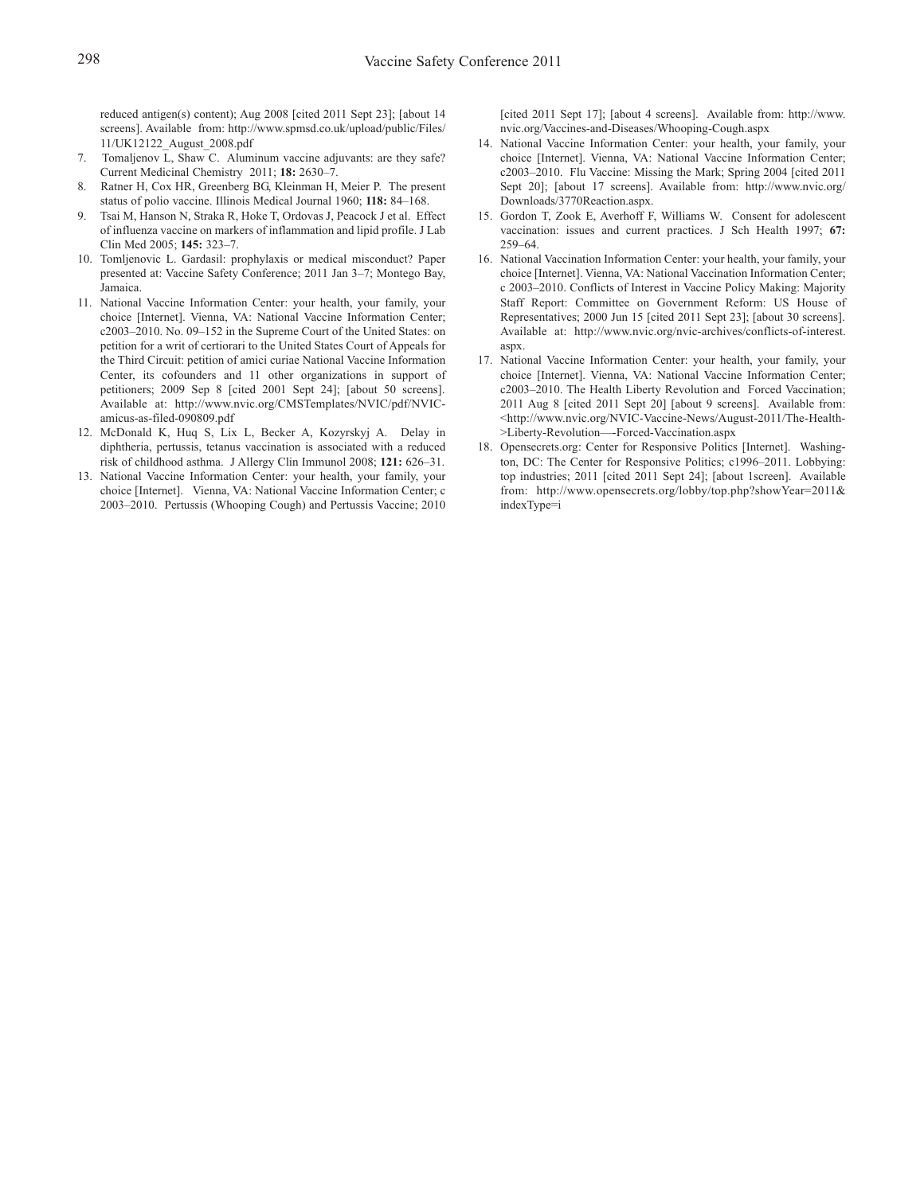reduced antigen(s) content); Aug 2008 [cited 2011 Sept 23]; [about 14 screens]. Available from: http://www.spmsd.co.uk/upload/public/Files/11/UK12122_August_2008.pdf

7. Tomljenov L, Shaw C. Aluminum vaccine adjuvants: are they safe? Current Medicinal Chemistry 2011; **18:** 2630–7.
8. Ratner H, Cox HR, Greenberg BG, Kleinman H, Meier P. The present status of polio vaccine. Illinois Medical Journal 1960; **118:** 84–168.
9. Tsai M, Hanson N, Straka R, Hoke T, Ordovas J, Peacock J et al. Effect of influenza vaccine on markers of inflammation and lipid profile. J Lab Clin Med 2005; **145:** 323–7.
10. Tomljenovic L. Gardasil: prophylaxis or medical misconduct? Paper presented at: Vaccine Safety Conference; 2011 Jan 3–7; Montego Bay, Jamaica.
11. National Vaccine Information Center: your health, your family, your choice [Internet]. Vienna, VA: National Vaccine Information Center; c2003–2010. No. 09–152 in the Supreme Court of the United States: on petition for a writ of certiorari to the United States Court of Appeals for the Third Circuit: petition of amici curiae National Vaccine Information Center, its cofounders and 11 other organizations in support of petitioners; 2009 Sep 8 [cited 2001 Sept 24]; [about 50 screens]. Available at: http://www.nvic.org/CMSTemplates/NVIC/pdf/NVIC-amicus-as-filed-090809.pdf
12. McDonald K, Huq S, Lix L, Becker A, Kozyrskyj A. Delay in diphtheria, pertussis, tetanus vaccination is associated with a reduced risk of childhood asthma. J Allergy Clin Immunol 2008; **121:** 626–31.
13. National Vaccine Information Center: your health, your family, your choice [Internet]. Vienna, VA: National Vaccine Information Center; c 2003–2010. Pertussis (Whooping Cough) and Pertussis Vaccine; 2010 [cited 2011 Sept 17]; [about 4 screens]. Available from: http://www.nvic.org/Vaccines-and-Diseases/Whooping-Cough.aspx
14. National Vaccine Information Center: your health, your family, your choice [Internet]. Vienna, VA: National Vaccine Information Center; c2003–2010. Flu Vaccine: Missing the Mark; Spring 2004 [cited 2011 Sept 20]; [about 17 screens]. Available from: http://www.nvic.org/Downloads/3770Reaction.aspx.
15. Gordon T, Zook E, Averhoff F, Williams W. Consent for adolescent vaccination: issues and current practices. J Sch Health 1997; **67:** 259–64.
16. National Vaccination Information Center: your health, your family, your choice [Internet]. Vienna, VA: National Vaccination Information Center; c 2003–2010. Conflicts of Interest in Vaccine Policy Making: Majority Staff Report: Committee on Government Reform: US House of Representatives; 2000 Jun 15 [cited 2011 Sept 23]; [about 30 screens]. Available at: http://www.nvic.org/nvic-archives/conflicts-of-interest.aspx.
17. National Vaccine Information Center: your health, your family, your choice [Internet]. Vienna, VA: National Vaccine Information Center; c2003–2010. The Health Liberty Revolution and Forced Vaccination; 2011 Aug 8 [cited 2011 Sept 20] [about 9 screens]. Available from: <http://www.nvic.org/NVIC-Vaccine-News/August-2011/The-Health->Liberty-Revolution—-Forced-Vaccination.aspx
18. Opensecrets.org: Center for Responsive Politics [Internet]. Washington, DC: The Center for Responsive Politics; c1996–2011. Lobbying: top industries; 2011 [cited 2011 Sept 24]; [about 1screen]. Available from: http://www.opensecrets.org/lobby/top.php?showYear=2011&indexType=i